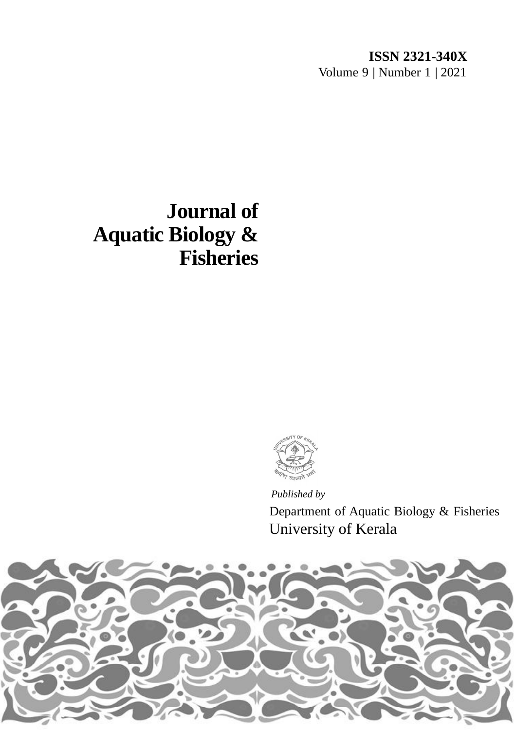**ISSN 2321-340X**
Volume 9 | Number 1 | 2021

# Journal of Aquatic Biology & Fisheries

*Published by*
Department of Aquatic Biology & Fisheries
University of Kerala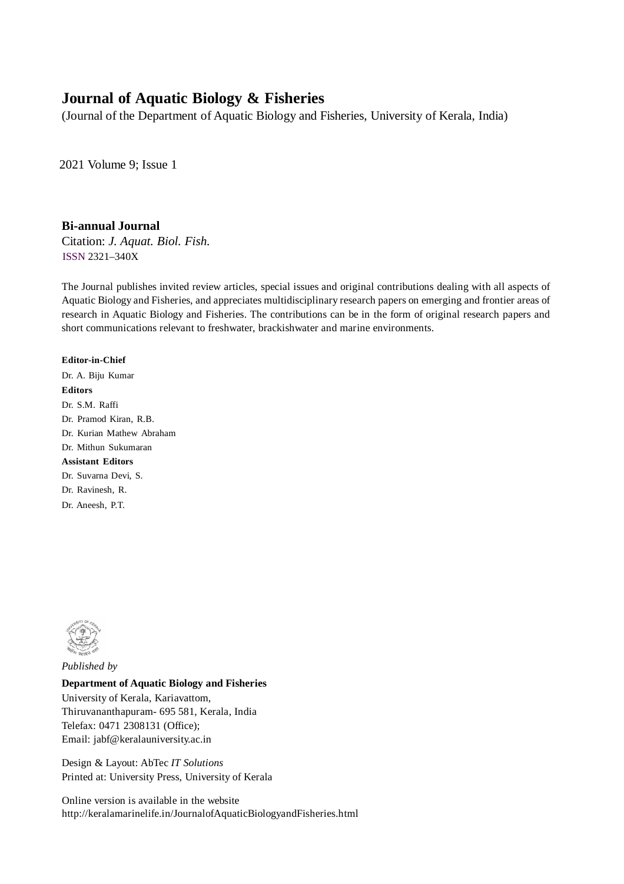# Journal of Aquatic Biology & Fisheries

(Journal of the Department of Aquatic Biology and Fisheries, University of Kerala, India)

2021 Volume 9; Issue 1

**Bi-annual Journal**

Citation: *J. Aquat. Biol. Fish.*

ISSN 2321–340X

The Journal publishes invited review articles, special issues and original contributions dealing with all aspects of Aquatic Biology and Fisheries, and appreciates multidisciplinary research papers on emerging and frontier areas of research in Aquatic Biology and Fisheries. The contributions can be in the form of original research papers and short communications relevant to freshwater, brackishwater and marine environments.

**Editor-in-Chief**

Dr. A. Biju Kumar

**Editors**

Dr. S.M. Raffi

Dr. Pramod Kiran, R.B.

Dr. Kurian Mathew Abraham

Dr. Mithun Sukumaran

**Assistant Editors**

Dr. Suvarna Devi, S.

Dr. Ravinesh, R.

Dr. Aneesh, P.T.

*Published by*

**Department of Aquatic Biology and Fisheries**

University of Kerala, Kariavattom,

Thiruvananthapuram- 695 581, Kerala, India

Telefax: 0471 2308131 (Office);

Email: jabf@keralauniversity.ac.in

Design & Layout: AbTec *IT Solutions*

Printed at: University Press, University of Kerala

Online version is available in the website

http://keralamarinelife.in/JournalofAquaticBiologyandFisheries.html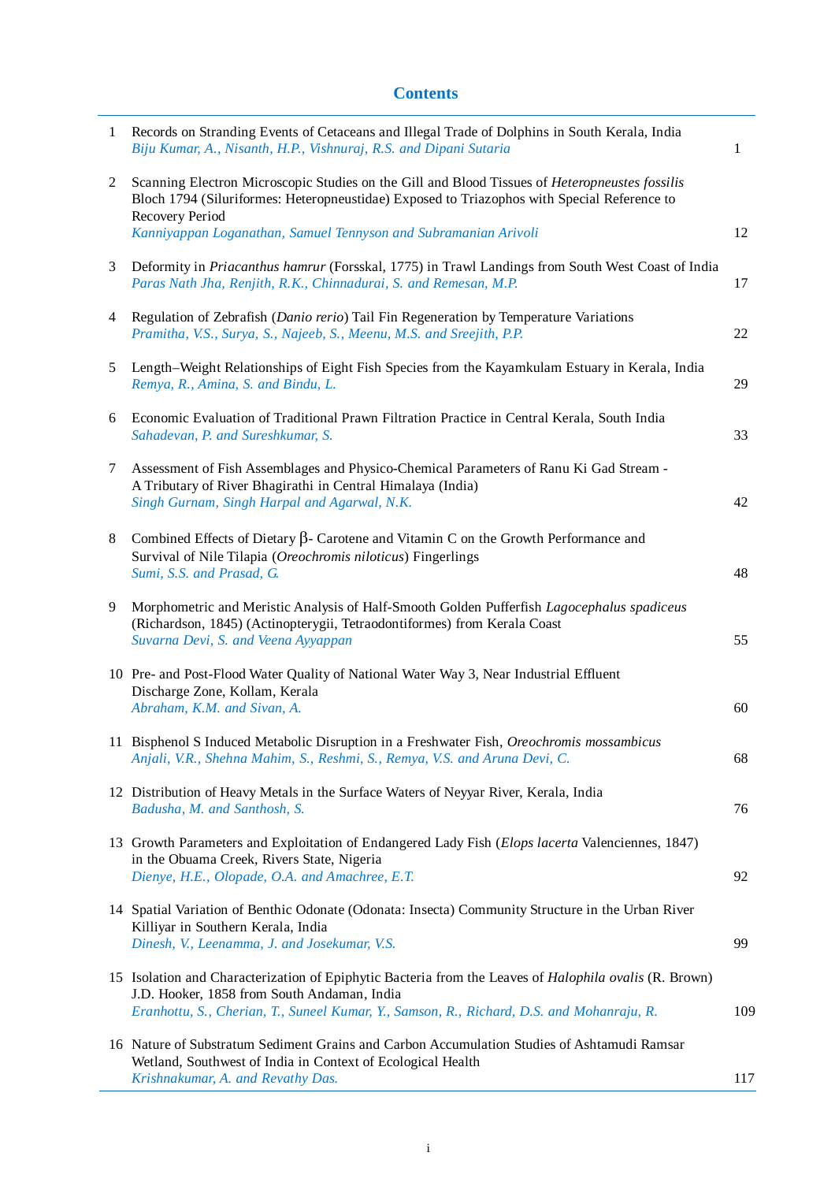# Contents

| | | |
|---|---|---|
| 1 | Records on Stranding Events of Cetaceans and Illegal Trade of Dolphins in South Kerala, India<br>*Biju Kumar, A., Nisanth, H.P., Vishnuraj, R.S. and Dipani Sutaria* | 1 |
| 2 | Scanning Electron Microscopic Studies on the Gill and Blood Tissues of *Heteropneustes fossilis* Bloch 1794 (Siluriformes: Heteropneustidae) Exposed to Triazophos with Special Reference to Recovery Period<br>*Kanniyappan Loganathan, Samuel Tennyson and Subramanian Arivoli* | 12 |
| 3 | Deformity in *Priacanthus hamrur* (Forsskal, 1775) in Trawl Landings from South West Coast of India<br>*Paras Nath Jha, Renjith, R.K., Chinnadurai, S. and Remesan, M.P.* | 17 |
| 4 | Regulation of Zebrafish (*Danio rerio*) Tail Fin Regeneration by Temperature Variations<br>*Pramitha, V.S., Surya, S., Najeeb, S., Meenu, M.S. and Sreejith, P.P.* | 22 |
| 5 | Length–Weight Relationships of Eight Fish Species from the Kayamkulam Estuary in Kerala, India<br>*Remya, R., Amina, S. and Bindu, L.* | 29 |
| 6 | Economic Evaluation of Traditional Prawn Filtration Practice in Central Kerala, South India<br>*Sahadevan, P. and Sureshkumar, S.* | 33 |
| 7 | Assessment of Fish Assemblages and Physico-Chemical Parameters of Ranu Ki Gad Stream - A Tributary of River Bhagirathi in Central Himalaya (India)<br>*Singh Gurnam, Singh Harpal and Agarwal, N.K.* | 42 |
| 8 | Combined Effects of Dietary β- Carotene and Vitamin C on the Growth Performance and Survival of Nile Tilapia (*Oreochromis niloticus*) Fingerlings<br>*Sumi, S.S. and Prasad, G.* | 48 |
| 9 | Morphometric and Meristic Analysis of Half-Smooth Golden Pufferfish *Lagocephalus spadiceus* (Richardson, 1845) (Actinopterygii, Tetraodontiformes) from Kerala Coast<br>*Suvarna Devi, S. and Veena Ayyappan* | 55 |
| 10 | Pre- and Post-Flood Water Quality of National Water Way 3, Near Industrial Effluent Discharge Zone, Kollam, Kerala<br>*Abraham, K.M. and Sivan, A.* | 60 |
| 11 | Bisphenol S Induced Metabolic Disruption in a Freshwater Fish, *Oreochromis mossambicus*<br>*Anjali, V.R., Shehna Mahim, S., Reshmi, S., Remya, V.S. and Aruna Devi, C.* | 68 |
| 12 | Distribution of Heavy Metals in the Surface Waters of Neyyar River, Kerala, India<br>*Badusha, M. and Santhosh, S.* | 76 |
| 13 | Growth Parameters and Exploitation of Endangered Lady Fish (*Elops lacerta* Valenciennes, 1847) in the Obuama Creek, Rivers State, Nigeria<br>*Dienye, H.E., Olopade, O.A. and Amachree, E.T.* | 92 |
| 14 | Spatial Variation of Benthic Odonate (Odonata: Insecta) Community Structure in the Urban River Killiyar in Southern Kerala, India<br>*Dinesh, V., Leenamma, J. and Josekumar, V.S.* | 99 |
| 15 | Isolation and Characterization of Epiphytic Bacteria from the Leaves of *Halophila ovalis* (R. Brown) J.D. Hooker, 1858 from South Andaman, India<br>*Eranhottu, S., Cherian, T., Suneel Kumar, Y., Samson, R., Richard, D.S. and Mohanraju, R.* | 109 |
| 16 | Nature of Substratum Sediment Grains and Carbon Accumulation Studies of Ashtamudi Ramsar Wetland, Southwest of India in Context of Ecological Health<br>*Krishnakumar, A. and Revathy Das.* | 117 |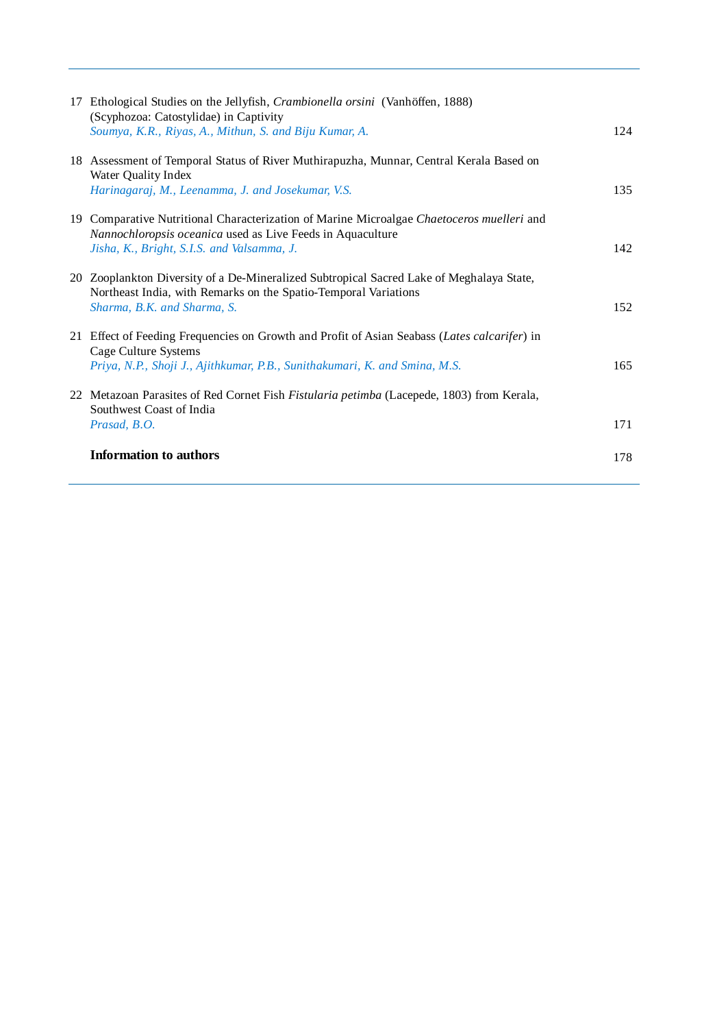17 Ethological Studies on the Jellyfish, *Crambionella orsini* (Vanhöffen, 1888) (Scyphozoa: Catostylidae) in Captivity
*Soumya, K.R., Riyas, A., Mithun, S. and Biju Kumar, A.* 124

18 Assessment of Temporal Status of River Muthirapuzha, Munnar, Central Kerala Based on Water Quality Index
*Harinagaraj, M., Leenamma, J. and Josekumar, V.S.* 135

19 Comparative Nutritional Characterization of Marine Microalgae *Chaetoceros muelleri* and *Nannochloropsis oceanica* used as Live Feeds in Aquaculture
*Jisha, K., Bright, S.I.S. and Valsamma, J.* 142

20 Zooplankton Diversity of a De-Mineralized Subtropical Sacred Lake of Meghalaya State, Northeast India, with Remarks on the Spatio-Temporal Variations
*Sharma, B.K. and Sharma, S.* 152

21 Effect of Feeding Frequencies on Growth and Profit of Asian Seabass (*Lates calcarifer*) in Cage Culture Systems
*Priya, N.P., Shoji J., Ajithkumar, P.B., Sunithakumari, K. and Smina, M.S.* 165

22 Metazoan Parasites of Red Cornet Fish *Fistularia petimba* (Lacepede, 1803) from Kerala, Southwest Coast of India
*Prasad, B.O.* 171

**Information to authors** 178